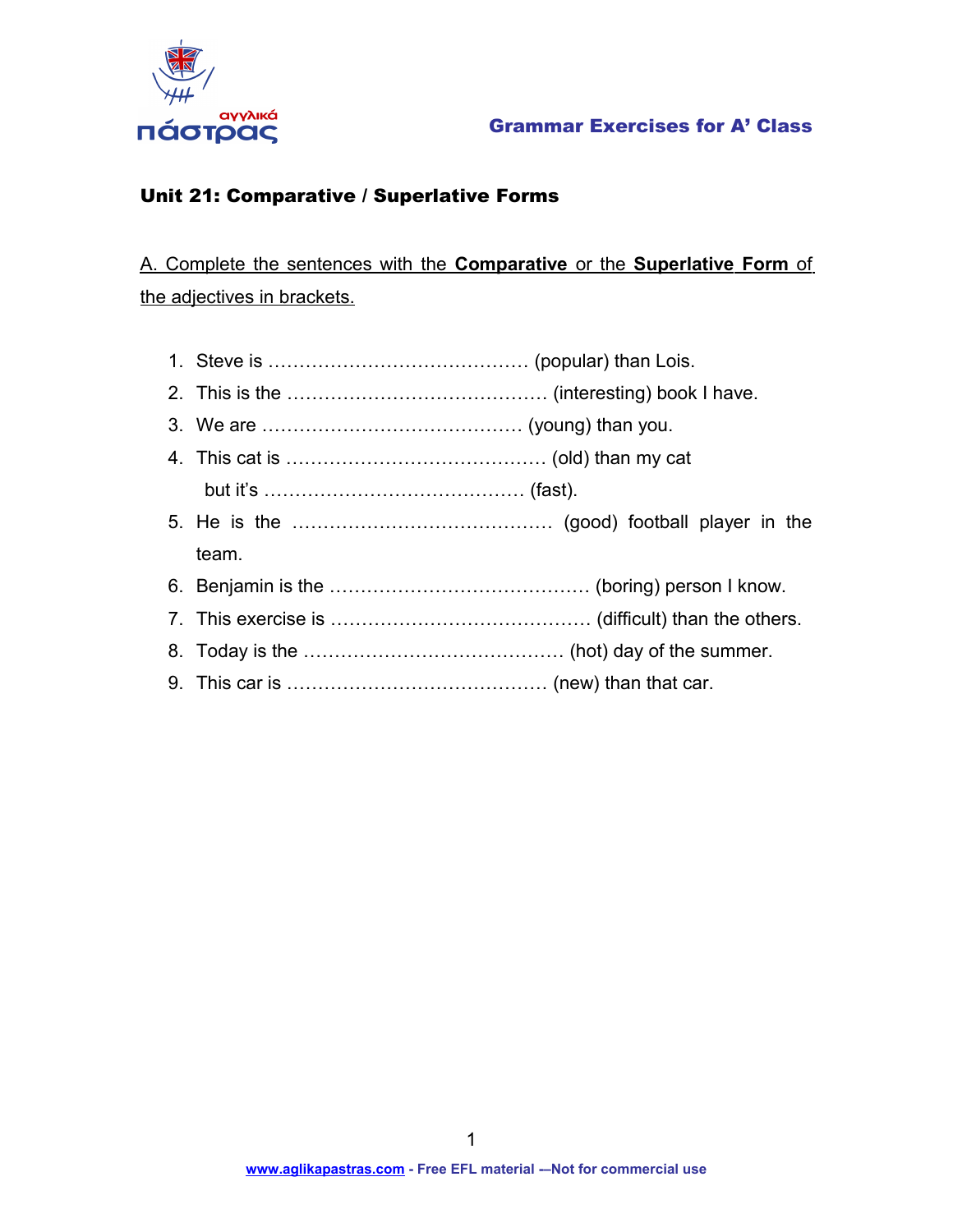## Unit 21: Comparative / Superlative Forms

<u>A. Complete the sentences with the **Comparative** or the **Superlative Form** of the adjectives in brackets.</u>

1. Steve is …………………………………… (popular) than Lois.
2. This is the …………………………………… (interesting) book I have.
3. We are …………………………………… (young) than you.
4. This cat is …………………………………… (old) than my cat
   but it's …………………………………… (fast).
5. He is the …………………………………… (good) football player in the team.
6. Benjamin is the …………………………………… (boring) person I know.
7. This exercise is …………………………………… (difficult) than the others.
8. Today is the …………………………………… (hot) day of the summer.
9. This car is …………………………………… (new) than that car.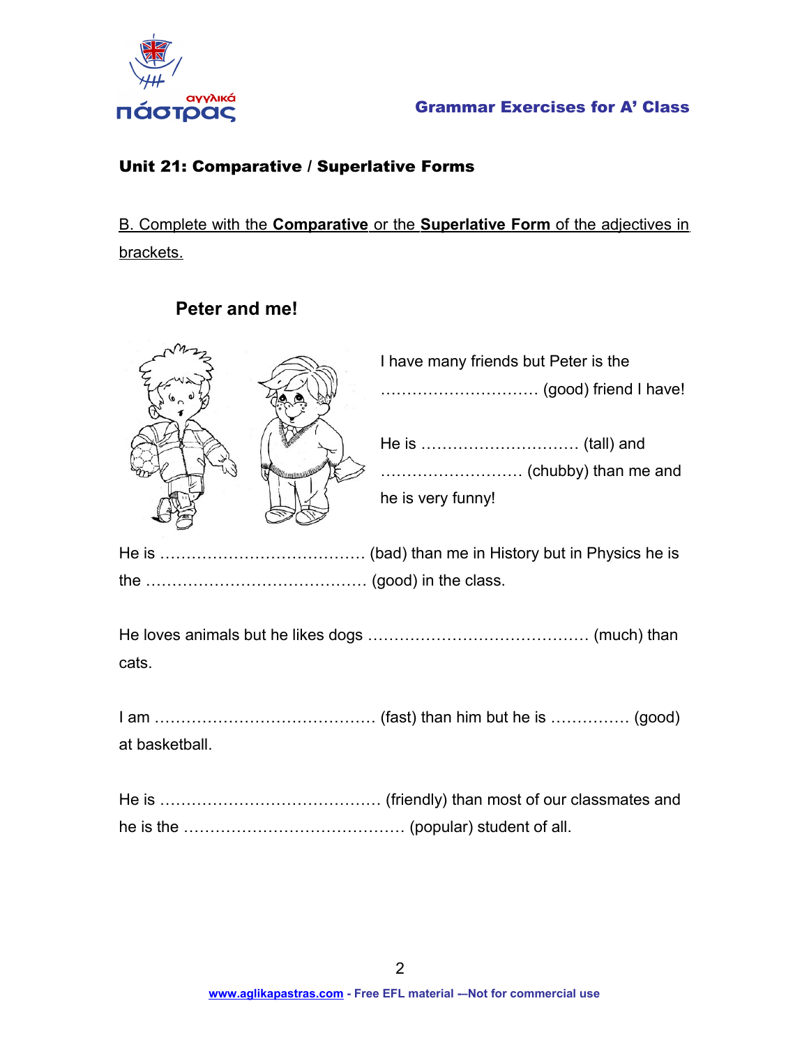## Unit 21: Comparative / Superlative Forms

B. Complete with the **Comparative** or the **Superlative Form** of the adjectives in brackets.

### Peter and me!

I have many friends but Peter is the ………………………… (good) friend I have!

He is ………………………… (tall) and ……………………… (chubby) than me and he is very funny!

He is ………………………………… (bad) than me in History but in Physics he is the …………………………………… (good) in the class.

He loves animals but he likes dogs …………………………………… (much) than cats.

I am …………………………………… (fast) than him but he is …………… (good) at basketball.

He is …………………………………… (friendly) than most of our classmates and he is the …………………………………… (popular) student of all.

www.aglikapastras.com - Free EFL material –Not for commercial use